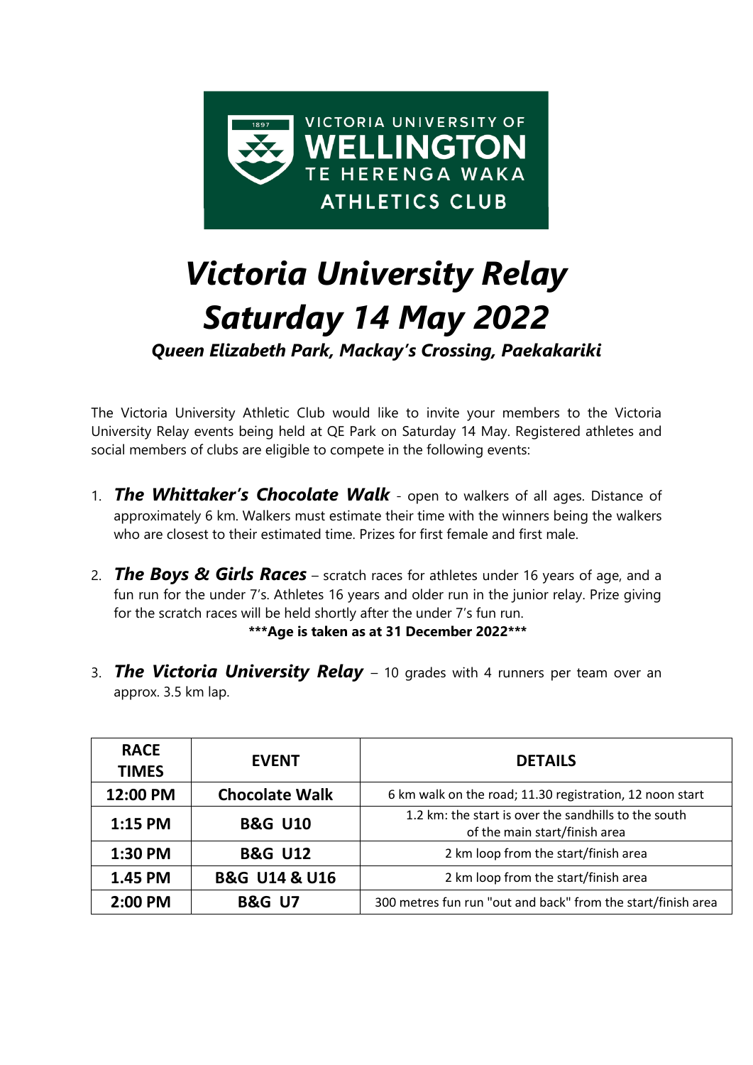VICTORIA UNIVERSITY OF WELLINGTON TE HERENGA WAKA ATHLETICS CLUB

# *Victoria University Relay Saturday 14 May 2022*

### *Queen Elizabeth Park, Mackay's Crossing, Paekakariki*

The Victoria University Athletic Club would like to invite your members to the Victoria University Relay events being held at QE Park on Saturday 14 May. Registered athletes and social members of clubs are eligible to compete in the following events:

1. ***The Whittaker's Chocolate Walk*** - open to walkers of all ages. Distance of approximately 6 km. Walkers must estimate their time with the winners being the walkers who are closest to their estimated time. Prizes for first female and first male.

2. ***The Boys & Girls Races*** – scratch races for athletes under 16 years of age, and a fun run for the under 7's. Athletes 16 years and older run in the junior relay. Prize giving for the scratch races will be held shortly after the under 7's fun run.
   **\*\*\*Age is taken as at 31 December 2022\*\*\***

3. ***The Victoria University Relay*** – 10 grades with 4 runners per team over an approx. 3.5 km lap.

| RACE TIMES | EVENT | DETAILS |
|---|---|---|
| 12:00 PM | Chocolate Walk | 6 km walk on the road; 11.30 registration, 12 noon start |
| 1:15 PM | B&G U10 | 1.2 km: the start is over the sandhills to the south of the main start/finish area |
| 1:30 PM | B&G U12 | 2 km loop from the start/finish area |
| 1.45 PM | B&G U14 & U16 | 2 km loop from the start/finish area |
| 2:00 PM | B&G U7 | 300 metres fun run "out and back" from the start/finish area |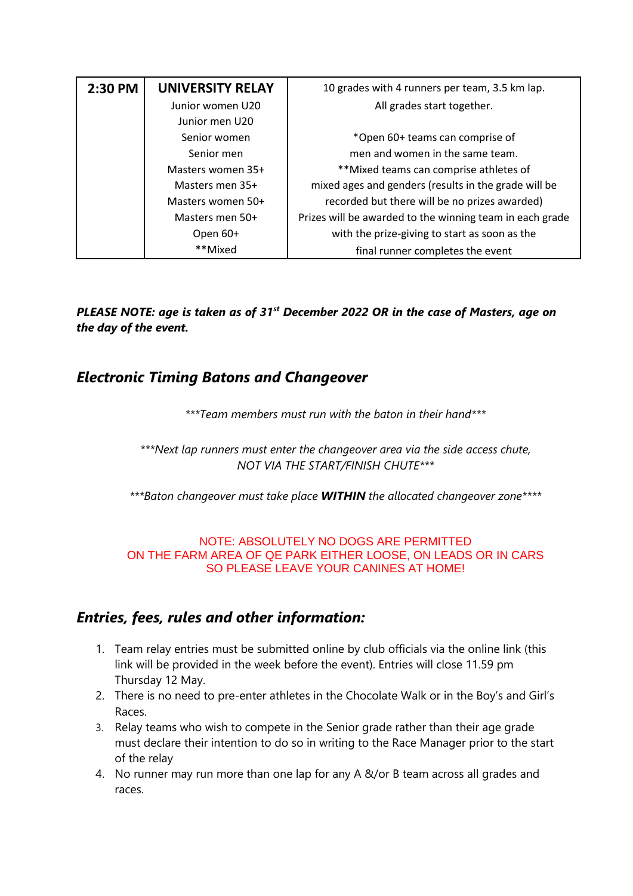| 2:30 PM | UNIVERSITY RELAY | 10 grades with 4 runners per team, 3.5 km lap. |
|---|---|---|
| | Junior women U20 | All grades start together. |
| | Junior men U20 | |
| | Senior women | *Open 60+ teams can comprise of |
| | Senior men | men and women in the same team. |
| | Masters women 35+ | **Mixed teams can comprise athletes of |
| | Masters men 35+ | mixed ages and genders (results in the grade will be |
| | Masters women 50+ | recorded but there will be no prizes awarded) |
| | Masters men 50+ | Prizes will be awarded to the winning team in each grade |
| | Open 60+ | with the prize-giving to start as soon as the |
| | **Mixed | final runner completes the event |

***PLEASE NOTE: age is taken as of 31st December 2022 OR in the case of Masters, age on the day of the event.***

## *Electronic Timing Batons and Changeover*

****Team members must run with the baton in their hand****

****Next lap runners must enter the changeover area via the side access chute, NOT VIA THE START/FINISH CHUTE****

****Baton changeover must take place **WITHIN** the allocated changeover zone*****

NOTE: ABSOLUTELY NO DOGS ARE PERMITTED
ON THE FARM AREA OF QE PARK EITHER LOOSE, ON LEADS OR IN CARS
SO PLEASE LEAVE YOUR CANINES AT HOME!

## *Entries, fees, rules and other information:*

1. Team relay entries must be submitted online by club officials via the online link (this link will be provided in the week before the event). Entries will close 11.59 pm Thursday 12 May.
2. There is no need to pre-enter athletes in the Chocolate Walk or in the Boy's and Girl's Races.
3. Relay teams who wish to compete in the Senior grade rather than their age grade must declare their intention to do so in writing to the Race Manager prior to the start of the relay
4. No runner may run more than one lap for any A &/or B team across all grades and races.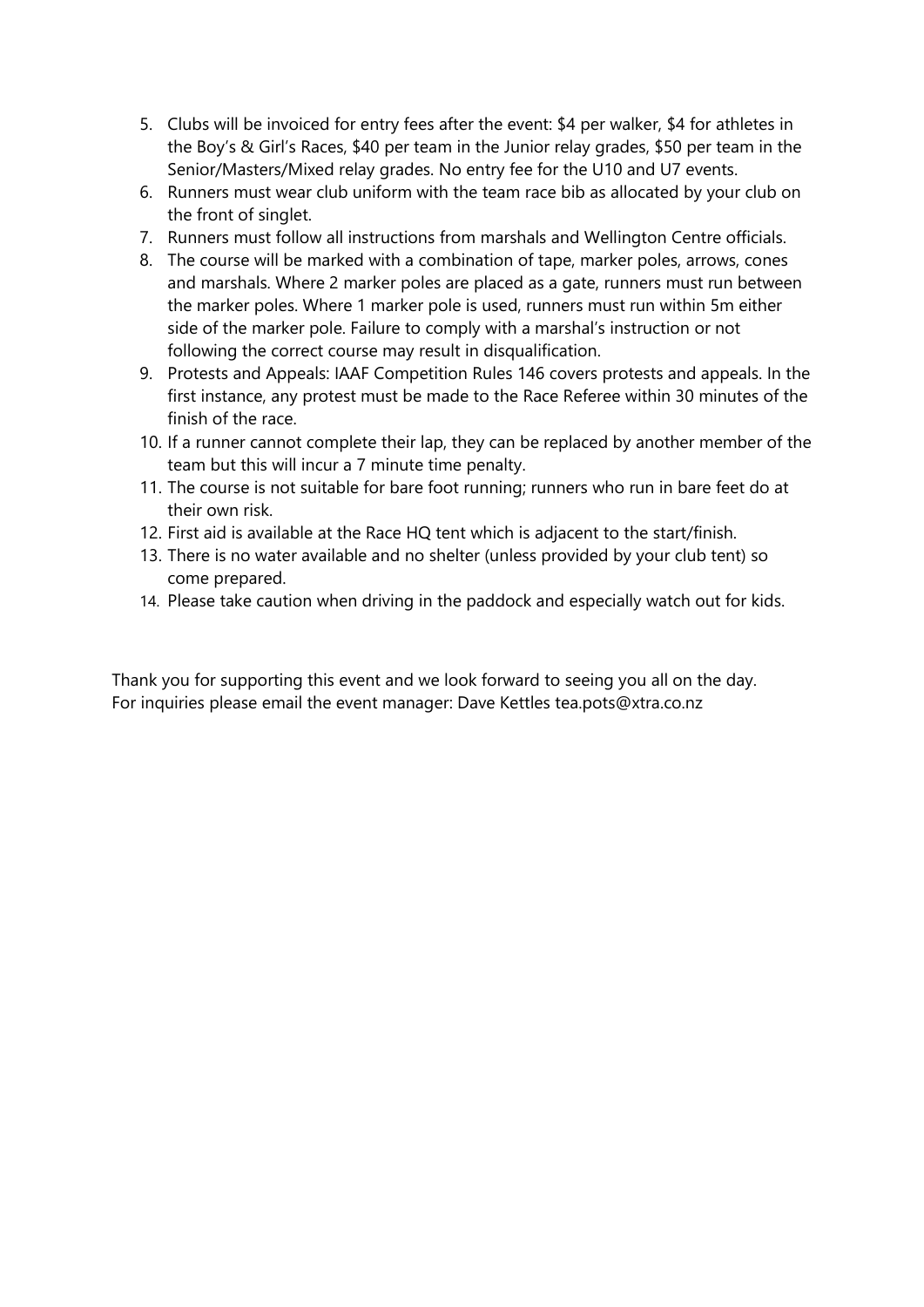5. Clubs will be invoiced for entry fees after the event: $4 per walker, $4 for athletes in the Boy's & Girl's Races, $40 per team in the Junior relay grades, $50 per team in the Senior/Masters/Mixed relay grades. No entry fee for the U10 and U7 events.
6. Runners must wear club uniform with the team race bib as allocated by your club on the front of singlet.
7. Runners must follow all instructions from marshals and Wellington Centre officials.
8. The course will be marked with a combination of tape, marker poles, arrows, cones and marshals. Where 2 marker poles are placed as a gate, runners must run between the marker poles. Where 1 marker pole is used, runners must run within 5m either side of the marker pole. Failure to comply with a marshal's instruction or not following the correct course may result in disqualification.
9. Protests and Appeals: IAAF Competition Rules 146 covers protests and appeals. In the first instance, any protest must be made to the Race Referee within 30 minutes of the finish of the race.
10. If a runner cannot complete their lap, they can be replaced by another member of the team but this will incur a 7 minute time penalty.
11. The course is not suitable for bare foot running; runners who run in bare feet do at their own risk.
12. First aid is available at the Race HQ tent which is adjacent to the start/finish.
13. There is no water available and no shelter (unless provided by your club tent) so come prepared.
14. Please take caution when driving in the paddock and especially watch out for kids.

Thank you for supporting this event and we look forward to seeing you all on the day.
For inquiries please email the event manager: Dave Kettles tea.pots@xtra.co.nz